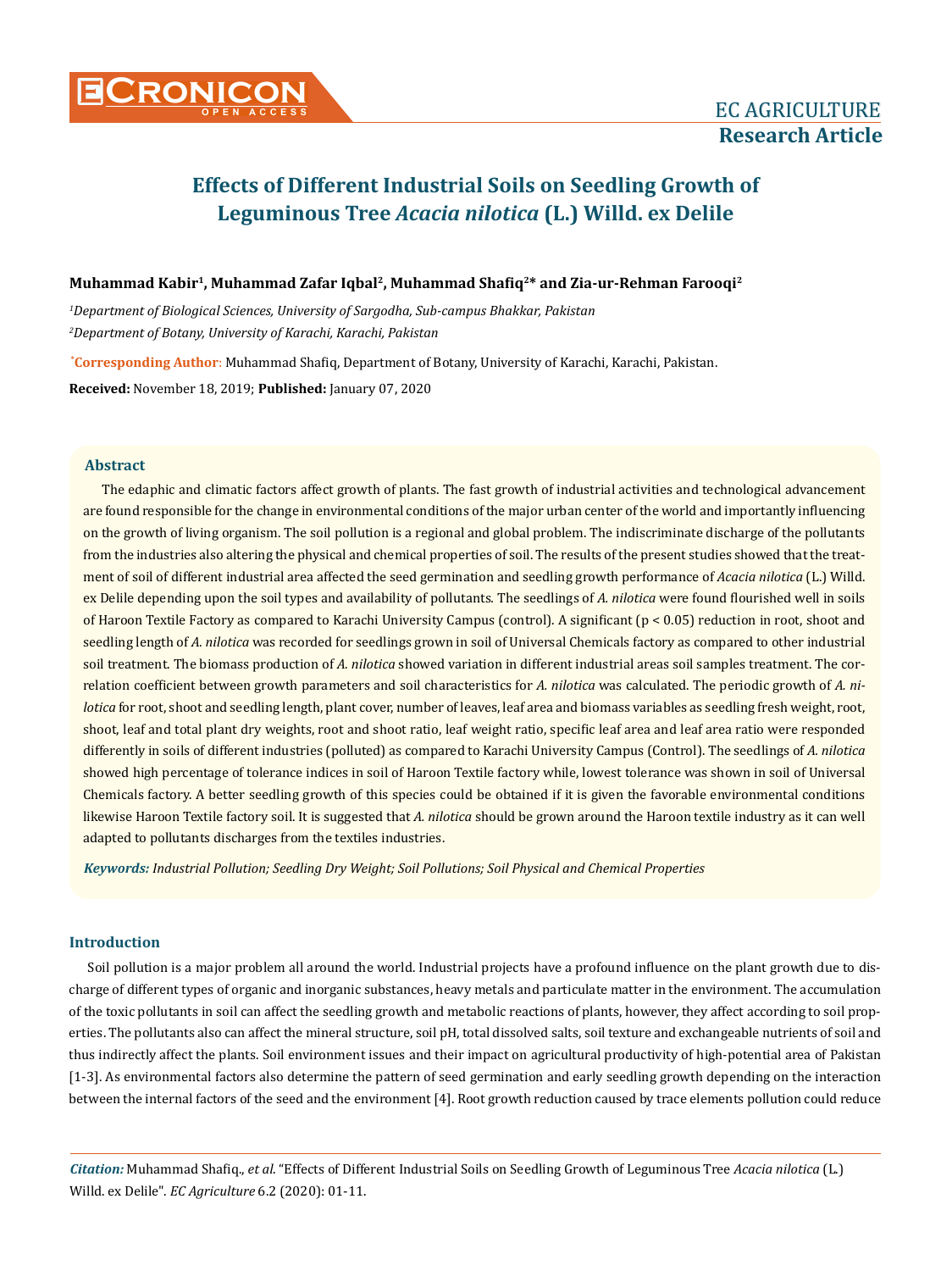EC AGRICULTURE

Research Article

# Effects of Different Industrial Soils on Seedling Growth of Leguminous Tree *Acacia nilotica* (L.) Willd. ex Delile

**Muhammad Kabir[1], Muhammad Zafar Iqbal[2], Muhammad Shafiq[2]* and Zia-ur-Rehman Farooqi[2]**

[1]*Department of Biological Sciences, University of Sargodha, Sub-campus Bhakkar, Pakistan*

[2]*Department of Botany, University of Karachi, Karachi, Pakistan*

***Corresponding Author**: Muhammad Shafiq, Department of Botany, University of Karachi, Karachi, Pakistan.

**Received:** November 18, 2019; **Published:** January 07, 2020

## Abstract

The edaphic and climatic factors affect growth of plants. The fast growth of industrial activities and technological advancement are found responsible for the change in environmental conditions of the major urban center of the world and importantly influencing on the growth of living organism. The soil pollution is a regional and global problem. The indiscriminate discharge of the pollutants from the industries also altering the physical and chemical properties of soil. The results of the present studies showed that the treatment of soil of different industrial area affected the seed germination and seedling growth performance of *Acacia nilotica* (L.) Willd. ex Delile depending upon the soil types and availability of pollutants. The seedlings of *A. nilotica* were found flourished well in soils of Haroon Textile Factory as compared to Karachi University Campus (control). A significant ($p < 0.05$) reduction in root, shoot and seedling length of *A. nilotica* was recorded for seedlings grown in soil of Universal Chemicals factory as compared to other industrial soil treatment. The biomass production of *A. nilotica* showed variation in different industrial areas soil samples treatment. The correlation coefficient between growth parameters and soil characteristics for *A. nilotica* was calculated. The periodic growth of *A. nilotica* for root, shoot and seedling length, plant cover, number of leaves, leaf area and biomass variables as seedling fresh weight, root, shoot, leaf and total plant dry weights, root and shoot ratio, leaf weight ratio, specific leaf area and leaf area ratio were responded differently in soils of different industries (polluted) as compared to Karachi University Campus (Control). The seedlings of *A. nilotica* showed high percentage of tolerance indices in soil of Haroon Textile factory while, lowest tolerance was shown in soil of Universal Chemicals factory. A better seedling growth of this species could be obtained if it is given the favorable environmental conditions likewise Haroon Textile factory soil. It is suggested that *A. nilotica* should be grown around the Haroon textile industry as it can well adapted to pollutants discharges from the textiles industries.

***Keywords:*** *Industrial Pollution; Seedling Dry Weight; Soil Pollutions; Soil Physical and Chemical Properties*

## Introduction

Soil pollution is a major problem all around the world. Industrial projects have a profound influence on the plant growth due to discharge of different types of organic and inorganic substances, heavy metals and particulate matter in the environment. The accumulation of the toxic pollutants in soil can affect the seedling growth and metabolic reactions of plants, however, they affect according to soil properties. The pollutants also can affect the mineral structure, soil pH, total dissolved salts, soil texture and exchangeable nutrients of soil and thus indirectly affect the plants. Soil environment issues and their impact on agricultural productivity of high-potential area of Pakistan [1-3]. As environmental factors also determine the pattern of seed germination and early seedling growth depending on the interaction between the internal factors of the seed and the environment [4]. Root growth reduction caused by trace elements pollution could reduce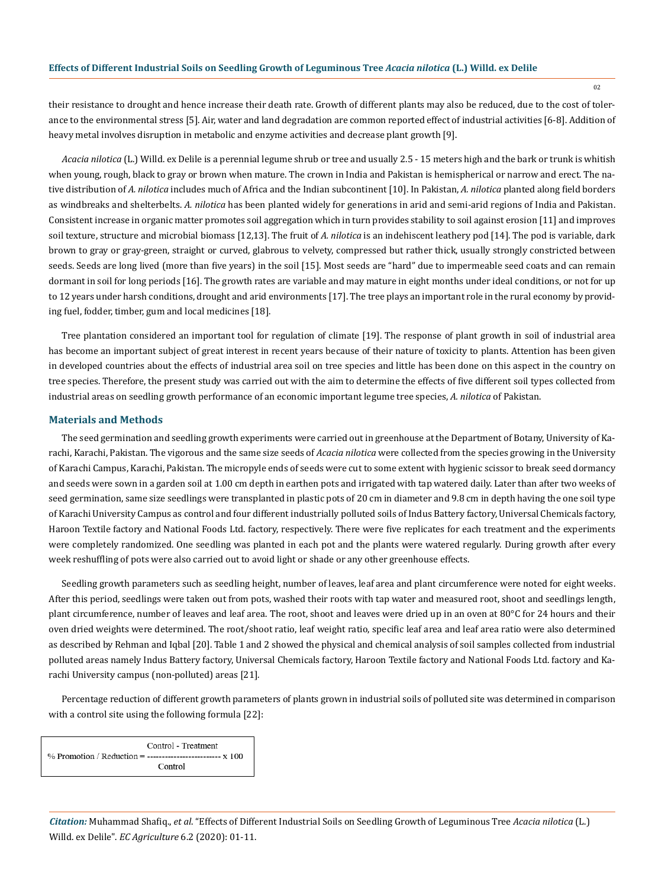their resistance to drought and hence increase their death rate. Growth of different plants may also be reduced, due to the cost of tolerance to the environmental stress [5]. Air, water and land degradation are common reported effect of industrial activities [6-8]. Addition of heavy metal involves disruption in metabolic and enzyme activities and decrease plant growth [9].

*Acacia nilotica* (L.) Willd. ex Delile is a perennial legume shrub or tree and usually 2.5 - 15 meters high and the bark or trunk is whitish when young, rough, black to gray or brown when mature. The crown in India and Pakistan is hemispherical or narrow and erect. The native distribution of *A. nilotica* includes much of Africa and the Indian subcontinent [10]. In Pakistan, *A. nilotica* planted along field borders as windbreaks and shelterbelts. *A. nilotica* has been planted widely for generations in arid and semi-arid regions of India and Pakistan. Consistent increase in organic matter promotes soil aggregation which in turn provides stability to soil against erosion [11] and improves soil texture, structure and microbial biomass [12,13]. The fruit of *A. nilotica* is an indehiscent leathery pod [14]. The pod is variable, dark brown to gray or gray-green, straight or curved, glabrous to velvety, compressed but rather thick, usually strongly constricted between seeds. Seeds are long lived (more than five years) in the soil [15]. Most seeds are "hard" due to impermeable seed coats and can remain dormant in soil for long periods [16]. The growth rates are variable and may mature in eight months under ideal conditions, or not for up to 12 years under harsh conditions, drought and arid environments [17]. The tree plays an important role in the rural economy by providing fuel, fodder, timber, gum and local medicines [18].

Tree plantation considered an important tool for regulation of climate [19]. The response of plant growth in soil of industrial area has become an important subject of great interest in recent years because of their nature of toxicity to plants. Attention has been given in developed countries about the effects of industrial area soil on tree species and little has been done on this aspect in the country on tree species. Therefore, the present study was carried out with the aim to determine the effects of five different soil types collected from industrial areas on seedling growth performance of an economic important legume tree species, *A. nilotica* of Pakistan.

## Materials and Methods

The seed germination and seedling growth experiments were carried out in greenhouse at the Department of Botany, University of Karachi, Karachi, Pakistan. The vigorous and the same size seeds of *Acacia nilotica* were collected from the species growing in the University of Karachi Campus, Karachi, Pakistan. The micropyle ends of seeds were cut to some extent with hygienic scissor to break seed dormancy and seeds were sown in a garden soil at 1.00 cm depth in earthen pots and irrigated with tap watered daily. Later than after two weeks of seed germination, same size seedlings were transplanted in plastic pots of 20 cm in diameter and 9.8 cm in depth having the one soil type of Karachi University Campus as control and four different industrially polluted soils of Indus Battery factory, Universal Chemicals factory, Haroon Textile factory and National Foods Ltd. factory, respectively. There were five replicates for each treatment and the experiments were completely randomized. One seedling was planted in each pot and the plants were watered regularly. During growth after every week reshuffling of pots were also carried out to avoid light or shade or any other greenhouse effects.

Seedling growth parameters such as seedling height, number of leaves, leaf area and plant circumference were noted for eight weeks. After this period, seedlings were taken out from pots, washed their roots with tap water and measured root, shoot and seedlings length, plant circumference, number of leaves and leaf area. The root, shoot and leaves were dried up in an oven at 80°C for 24 hours and their oven dried weights were determined. The root/shoot ratio, leaf weight ratio, specific leaf area and leaf area ratio were also determined as described by Rehman and Iqbal [20]. Table 1 and 2 showed the physical and chemical analysis of soil samples collected from industrial polluted areas namely Indus Battery factory, Universal Chemicals factory, Haroon Textile factory and National Foods Ltd. factory and Karachi University campus (non-polluted) areas [21].

Percentage reduction of different growth parameters of plants grown in industrial soils of polluted site was determined in comparison with a control site using the following formula [22]:

$$\% \text{ Promotion / Reduction} = \frac{\text{Control - Treatment}}{\text{Control}} \times 100$$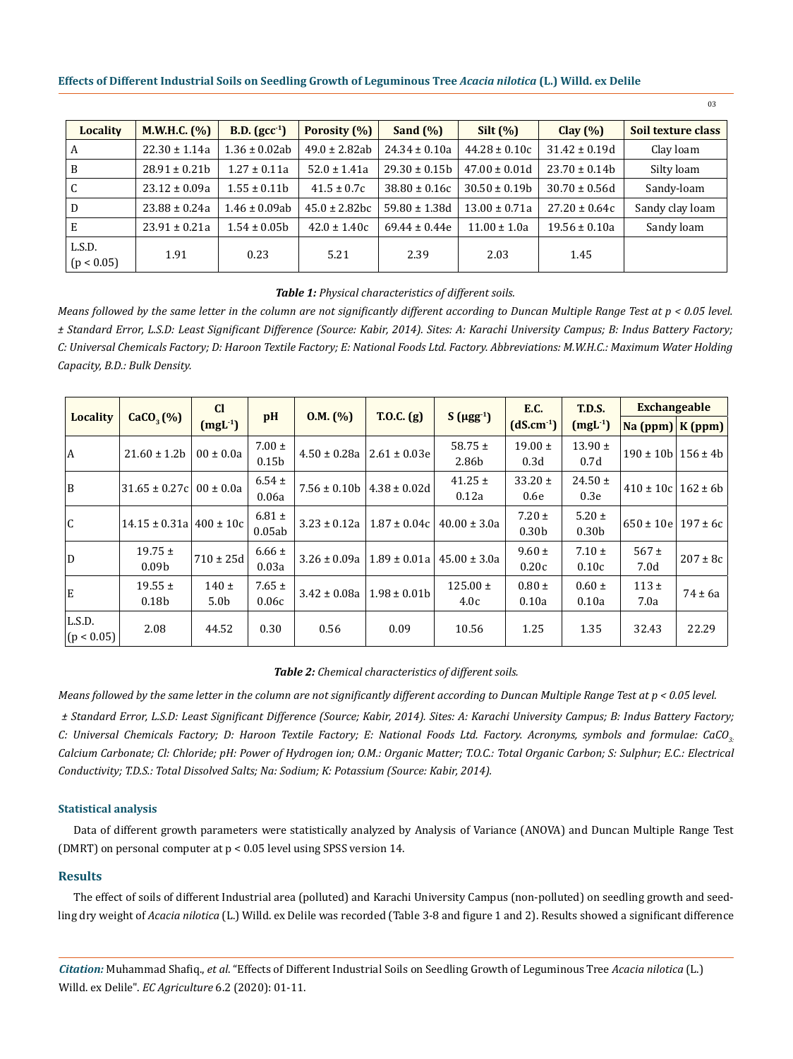| Locality | M.W.H.C. (%) | B.D. ($gcc^{-1}$) | Porosity (%) | Sand (%) | Silt (%) | Clay (%) | Soil texture class |
|---|---|---|---|---|---|---|---|
| A | 22.30 ± 1.14a | 1.36 ± 0.02ab | 49.0 ± 2.82ab | 24.34 ± 0.10a | 44.28 ± 0.10c | 31.42 ± 0.19d | Clay loam |
| B | 28.91 ± 0.21b | 1.27 ± 0.11a | 52.0 ± 1.41a | 29.30 ± 0.15b | 47.00 ± 0.01d | 23.70 ± 0.14b | Silty loam |
| C | 23.12 ± 0.09a | 1.55 ± 0.11b | 41.5 ± 0.7c | 38.80 ± 0.16c | 30.50 ± 0.19b | 30.70 ± 0.56d | Sandy-loam |
| D | 23.88 ± 0.24a | 1.46 ± 0.09ab | 45.0 ± 2.82bc | 59.80 ± 1.38d | 13.00 ± 0.71a | 27.20 ± 0.64c | Sandy clay loam |
| E | 23.91 ± 0.21a | 1.54 ± 0.05b | 42.0 ± 1.40c | 69.44 ± 0.44e | 11.00 ± 1.0a | 19.56 ± 0.10a | Sandy loam |
| L.S.D. ($p < 0.05$) | 1.91 | 0.23 | 5.21 | 2.39 | 2.03 | 1.45 | |

***Table 1:*** *Physical characteristics of different soils.*

*Means followed by the same letter in the column are not significantly different according to Duncan Multiple Range Test at $p < 0.05$ level. ± Standard Error, L.S.D: Least Significant Difference (Source: Kabir, 2014). Sites: A: Karachi University Campus; B: Indus Battery Factory; C: Universal Chemicals Factory; D: Haroon Textile Factory; E: National Foods Ltd. Factory. Abbreviations: M.W.H.C.: Maximum Water Holding Capacity, B.D.: Bulk Density.*

| Locality | $CaCO_3$ (%) | Cl ($mgL^{-1}$) | pH | O.M. (%) | T.O.C. (g) | S ($\mu gg^{-1}$) | E.C. ($dS.cm^{-1}$) | T.D.S. ($mgL^{-1}$) | Exchangeable | |
|---|---|---|---|---|---|---|---|---|---|---|
| | | | | | | | | | Na (ppm) | K (ppm) |
| A | 21.60 ± 1.2b | 00 ± 0.0a | 7.00 ± 0.15b | 4.50 ± 0.28a | 2.61 ± 0.03e | 58.75 ± 2.86b | 19.00 ± 0.3d | 13.90 ± 0.7d | 190 ± 10b | 156 ± 4b |
| B | 31.65 ± 0.27c | 00 ± 0.0a | 6.54 ± 0.06a | 7.56 ± 0.10b | 4.38 ± 0.02d | 41.25 ± 0.12a | 33.20 ± 0.6e | 24.50 ± 0.3e | 410 ± 10c | 162 ± 6b |
| C | 14.15 ± 0.31a | 400 ± 10c | 6.81 ± 0.05ab | 3.23 ± 0.12a | 1.87 ± 0.04c | 40.00 ± 3.0a | 7.20 ± 0.30b | 5.20 ± 0.30b | 650 ± 10e | 197 ± 6c |
| D | 19.75 ± 0.09b | 710 ± 25d | 6.66 ± 0.03a | 3.26 ± 0.09a | 1.89 ± 0.01a | 45.00 ± 3.0a | 9.60 ± 0.20c | 7.10 ± 0.10c | 567 ± 7.0d | 207 ± 8c |
| E | 19.55 ± 0.18b | 140 ± 5.0b | 7.65 ± 0.06c | 3.42 ± 0.08a | 1.98 ± 0.01b | 125.00 ± 4.0c | 0.80 ± 0.10a | 0.60 ± 0.10a | 113 ± 7.0a | 74 ± 6a |
| L.S.D. ($p < 0.05$) | 2.08 | 44.52 | 0.30 | 0.56 | 0.09 | 10.56 | 1.25 | 1.35 | 32.43 | 22.29 |

***Table 2:*** *Chemical characteristics of different soils.*

*Means followed by the same letter in the column are not significantly different according to Duncan Multiple Range Test at $p < 0.05$ level.*

*± Standard Error, L.S.D: Least Significant Difference (Source; Kabir, 2014). Sites: A: Karachi University Campus; B: Indus Battery Factory; C: Universal Chemicals Factory; D: Haroon Textile Factory; E: National Foods Ltd. Factory. Acronyms, symbols and formulae: $CaCO_3$: Calcium Carbonate; Cl: Chloride; pH: Power of Hydrogen ion; O.M.: Organic Matter; T.O.C.: Total Organic Carbon; S: Sulphur; E.C.: Electrical Conductivity; T.D.S.: Total Dissolved Salts; Na: Sodium; K: Potassium (Source: Kabir, 2014).*

### Statistical analysis

Data of different growth parameters were statistically analyzed by Analysis of Variance (ANOVA) and Duncan Multiple Range Test (DMRT) on personal computer at $p < 0.05$ level using SPSS version 14.

## Results

The effect of soils of different Industrial area (polluted) and Karachi University Campus (non-polluted) on seedling growth and seedling dry weight of *Acacia nilotica* (L.) Willd. ex Delile was recorded (Table 3-8 and figure 1 and 2). Results showed a significant difference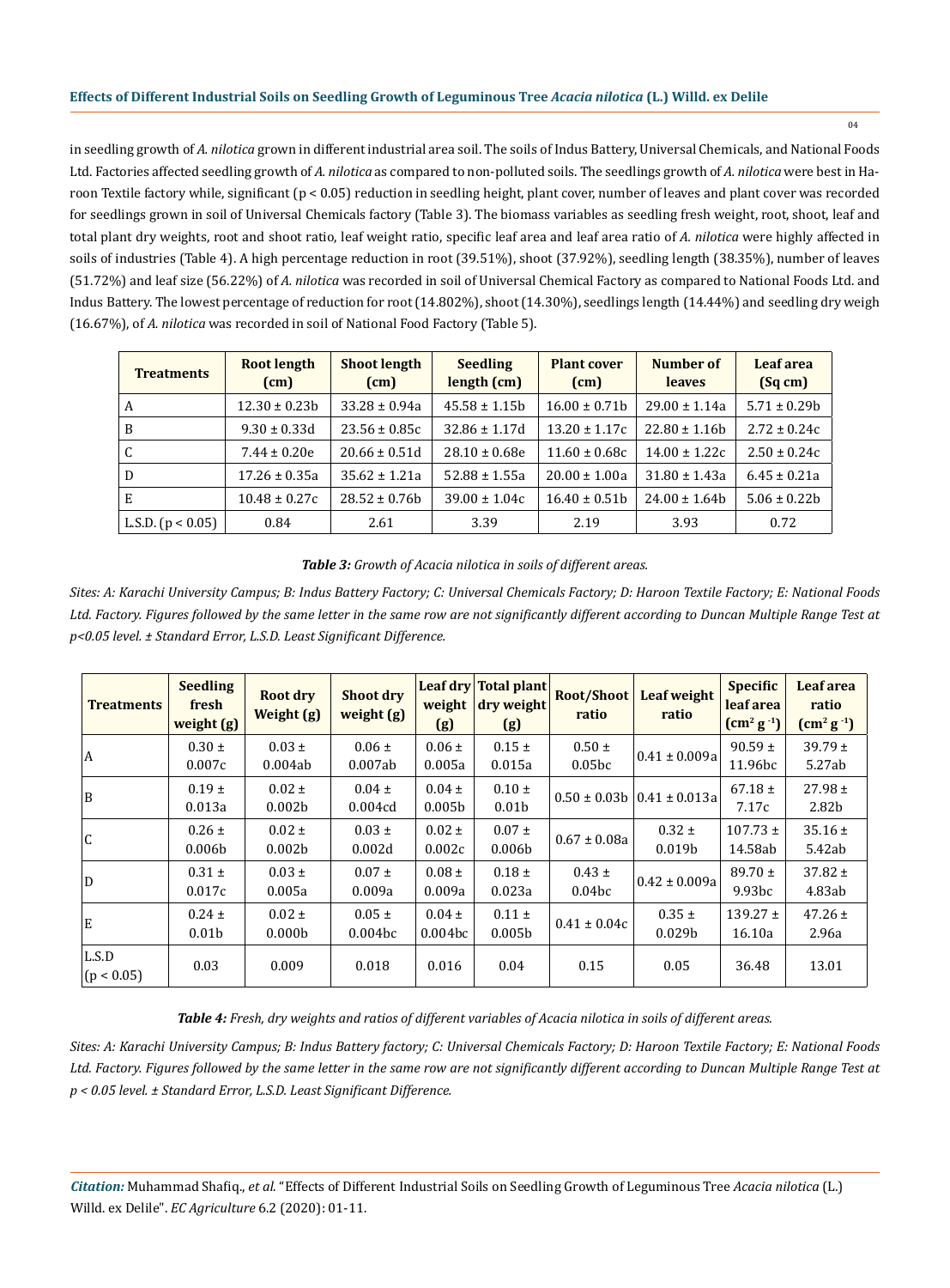in seedling growth of *A. nilotica* grown in different industrial area soil. The soils of Indus Battery, Universal Chemicals, and National Foods Ltd. Factories affected seedling growth of *A. nilotica* as compared to non-polluted soils. The seedlings growth of *A. nilotica* were best in Haroon Textile factory while, significant ($p < 0.05$) reduction in seedling height, plant cover, number of leaves and plant cover was recorded for seedlings grown in soil of Universal Chemicals factory (Table 3). The biomass variables as seedling fresh weight, root, shoot, leaf and total plant dry weights, root and shoot ratio, leaf weight ratio, specific leaf area and leaf area ratio of *A. nilotica* were highly affected in soils of industries (Table 4). A high percentage reduction in root (39.51%), shoot (37.92%), seedling length (38.35%), number of leaves (51.72%) and leaf size (56.22%) of *A. nilotica* was recorded in soil of Universal Chemical Factory as compared to National Foods Ltd. and Indus Battery. The lowest percentage of reduction for root (14.802%), shoot (14.30%), seedlings length (14.44%) and seedling dry weigh (16.67%), of *A. nilotica* was recorded in soil of National Food Factory (Table 5).

| Treatments | Root length (cm) | Shoot length (cm) | Seedling length (cm) | Plant cover (cm) | Number of leaves | Leaf area (Sq cm) |
|---|---|---|---|---|---|---|
| A | 12.30 ± 0.23b | 33.28 ± 0.94a | 45.58 ± 1.15b | 16.00 ± 0.71b | 29.00 ± 1.14a | 5.71 ± 0.29b |
| B | 9.30 ± 0.33d | 23.56 ± 0.85c | 32.86 ± 1.17d | 13.20 ± 1.17c | 22.80 ± 1.16b | 2.72 ± 0.24c |
| C | 7.44 ± 0.20e | 20.66 ± 0.51d | 28.10 ± 0.68e | 11.60 ± 0.68c | 14.00 ± 1.22c | 2.50 ± 0.24c |
| D | 17.26 ± 0.35a | 35.62 ± 1.21a | 52.88 ± 1.55a | 20.00 ± 1.00a | 31.80 ± 1.43a | 6.45 ± 0.21a |
| E | 10.48 ± 0.27c | 28.52 ± 0.76b | 39.00 ± 1.04c | 16.40 ± 0.51b | 24.00 ± 1.64b | 5.06 ± 0.22b |
| L.S.D. ($p < 0.05$) | 0.84 | 2.61 | 3.39 | 2.19 | 3.93 | 0.72 |

***Table 3:*** *Growth of Acacia nilotica in soils of different areas.*

*Sites: A: Karachi University Campus; B: Indus Battery Factory; C: Universal Chemicals Factory; D: Haroon Textile Factory; E: National Foods Ltd. Factory. Figures followed by the same letter in the same row are not significantly different according to Duncan Multiple Range Test at p<0.05 level. ± Standard Error, L.S.D. Least Significant Difference.*

| Treatments | Seedling fresh weight (g) | Root dry Weight (g) | Shoot dry weight (g) | Leaf dry weight (g) | Total plant dry weight (g) | Root/Shoot ratio | Leaf weight ratio | Specific leaf area ($cm^2\ g^{-1}$) | Leaf area ratio ($cm^2\ g^{-1}$) |
|---|---|---|---|---|---|---|---|---|---|
| A | 0.30 ± 0.007c | 0.03 ± 0.004ab | 0.06 ± 0.007ab | 0.06 ± 0.005a | 0.15 ± 0.015a | 0.50 ± 0.05bc | 0.41 ± 0.009a | 90.59 ± 11.96bc | 39.79 ± 5.27ab |
| B | 0.19 ± 0.013a | 0.02 ± 0.002b | 0.04 ± 0.004cd | 0.04 ± 0.005b | 0.10 ± 0.01b | 0.50 ± 0.03b | 0.41 ± 0.013a | 67.18 ± 7.17c | 27.98 ± 2.82b |
| C | 0.26 ± 0.006b | 0.02 ± 0.002b | 0.03 ± 0.002d | 0.02 ± 0.002c | 0.07 ± 0.006b | 0.67 ± 0.08a | 0.32 ± 0.019b | 107.73 ± 14.58ab | 35.16 ± 5.42ab |
| D | 0.31 ± 0.017c | 0.03 ± 0.005a | 0.07 ± 0.009a | 0.08 ± 0.009a | 0.18 ± 0.023a | 0.43 ± 0.04bc | 0.42 ± 0.009a | 89.70 ± 9.93bc | 37.82 ± 4.83ab |
| E | 0.24 ± 0.01b | 0.02 ± 0.000b | 0.05 ± 0.004bc | 0.04 ± 0.004bc | 0.11 ± 0.005b | 0.41 ± 0.04c | 0.35 ± 0.029b | 139.27 ± 16.10a | 47.26 ± 2.96a |
| L.S.D ($p < 0.05$) | 0.03 | 0.009 | 0.018 | 0.016 | 0.04 | 0.15 | 0.05 | 36.48 | 13.01 |

***Table 4:*** *Fresh, dry weights and ratios of different variables of Acacia nilotica in soils of different areas.*

*Sites: A: Karachi University Campus; B: Indus Battery factory; C: Universal Chemicals Factory; D: Haroon Textile Factory; E: National Foods Ltd. Factory. Figures followed by the same letter in the same row are not significantly different according to Duncan Multiple Range Test at p < 0.05 level. ± Standard Error, L.S.D. Least Significant Difference.*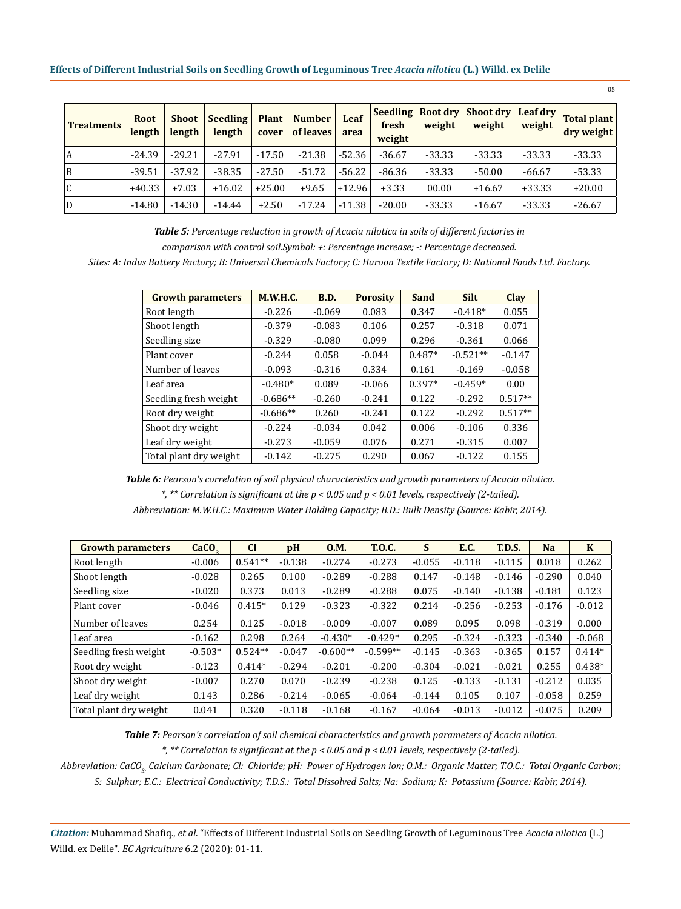| Treatments | Root length | Shoot length | Seedling length | Plant cover | Number of leaves | Leaf area | Seedling fresh weight | Root dry weight | Shoot dry weight | Leaf dry weight | Total plant dry weight |
|---|---|---|---|---|---|---|---|---|---|---|---|
| A | -24.39 | -29.21 | -27.91 | -17.50 | -21.38 | -52.36 | -36.67 | -33.33 | -33.33 | -33.33 | -33.33 |
| B | -39.51 | -37.92 | -38.35 | -27.50 | -51.72 | -56.22 | -86.36 | -33.33 | -50.00 | -66.67 | -53.33 |
| C | +40.33 | +7.03 | +16.02 | +25.00 | +9.65 | +12.96 | +3.33 | 00.00 | +16.67 | +33.33 | +20.00 |
| D | -14.80 | -14.30 | -14.44 | +2.50 | -17.24 | -11.38 | -20.00 | -33.33 | -16.67 | -33.33 | -26.67 |

***Table 5:*** *Percentage reduction in growth of Acacia nilotica in soils of different factories in comparison with control soil.Symbol: +: Percentage increase; -: Percentage decreased.*
*Sites: A: Indus Battery Factory; B: Universal Chemicals Factory; C: Haroon Textile Factory; D: National Foods Ltd. Factory.*

| Growth parameters | M.W.H.C. | B.D. | Porosity | Sand | Silt | Clay |
|---|---|---|---|---|---|---|
| Root length | -0.226 | -0.069 | 0.083 | 0.347 | -0.418* | 0.055 |
| Shoot length | -0.379 | -0.083 | 0.106 | 0.257 | -0.318 | 0.071 |
| Seedling size | -0.329 | -0.080 | 0.099 | 0.296 | -0.361 | 0.066 |
| Plant cover | -0.244 | 0.058 | -0.044 | 0.487* | -0.521** | -0.147 |
| Number of leaves | -0.093 | -0.316 | 0.334 | 0.161 | -0.169 | -0.058 |
| Leaf area | -0.480* | 0.089 | -0.066 | 0.397* | -0.459* | 0.00 |
| Seedling fresh weight | -0.686** | -0.260 | -0.241 | 0.122 | -0.292 | 0.517** |
| Root dry weight | -0.686** | 0.260 | -0.241 | 0.122 | -0.292 | 0.517** |
| Shoot dry weight | -0.224 | -0.034 | 0.042 | 0.006 | -0.106 | 0.336 |
| Leaf dry weight | -0.273 | -0.059 | 0.076 | 0.271 | -0.315 | 0.007 |
| Total plant dry weight | -0.142 | -0.275 | 0.290 | 0.067 | -0.122 | 0.155 |

***Table 6:*** *Pearson's correlation of soil physical characteristics and growth parameters of Acacia nilotica.*
*\*, \*\* Correlation is significant at the $p < 0.05$ and $p < 0.01$ levels, respectively (2-tailed).*
*Abbreviation: M.W.H.C.: Maximum Water Holding Capacity; B.D.: Bulk Density (Source: Kabir, 2014).*

| Growth parameters | $CaCO_3$ | Cl | pH | O.M. | T.O.C. | S | E.C. | T.D.S. | Na | K |
|---|---|---|---|---|---|---|---|---|---|---|
| Root length | -0.006 | 0.541** | -0.138 | -0.274 | -0.273 | -0.055 | -0.118 | -0.115 | 0.018 | 0.262 |
| Shoot length | -0.028 | 0.265 | 0.100 | -0.289 | -0.288 | 0.147 | -0.148 | -0.146 | -0.290 | 0.040 |
| Seedling size | -0.020 | 0.373 | 0.013 | -0.289 | -0.288 | 0.075 | -0.140 | -0.138 | -0.181 | 0.123 |
| Plant cover | -0.046 | 0.415* | 0.129 | -0.323 | -0.322 | 0.214 | -0.256 | -0.253 | -0.176 | -0.012 |
| Number of leaves | 0.254 | 0.125 | -0.018 | -0.009 | -0.007 | 0.089 | 0.095 | 0.098 | -0.319 | 0.000 |
| Leaf area | -0.162 | 0.298 | 0.264 | -0.430* | -0.429* | 0.295 | -0.324 | -0.323 | -0.340 | -0.068 |
| Seedling fresh weight | -0.503* | 0.524** | -0.047 | -0.600** | -0.599** | -0.145 | -0.363 | -0.365 | 0.157 | 0.414* |
| Root dry weight | -0.123 | 0.414* | -0.294 | -0.201 | -0.200 | -0.304 | -0.021 | -0.021 | 0.255 | 0.438* |
| Shoot dry weight | -0.007 | 0.270 | 0.070 | -0.239 | -0.238 | 0.125 | -0.133 | -0.131 | -0.212 | 0.035 |
| Leaf dry weight | 0.143 | 0.286 | -0.214 | -0.065 | -0.064 | -0.144 | 0.105 | 0.107 | -0.058 | 0.259 |
| Total plant dry weight | 0.041 | 0.320 | -0.118 | -0.168 | -0.167 | -0.064 | -0.013 | -0.012 | -0.075 | 0.209 |

***Table 7:*** *Pearson's correlation of soil chemical characteristics and growth parameters of Acacia nilotica.*
*\*, \*\* Correlation is significant at the $p < 0.05$ and $p < 0.01$ levels, respectively (2-tailed).*
*Abbreviation: $CaCO_3$: Calcium Carbonate; Cl: Chloride; pH: Power of Hydrogen ion; O.M.: Organic Matter; T.O.C.: Total Organic Carbon; S: Sulphur; E.C.: Electrical Conductivity; T.D.S.: Total Dissolved Salts; Na: Sodium; K: Potassium (Source: Kabir, 2014).*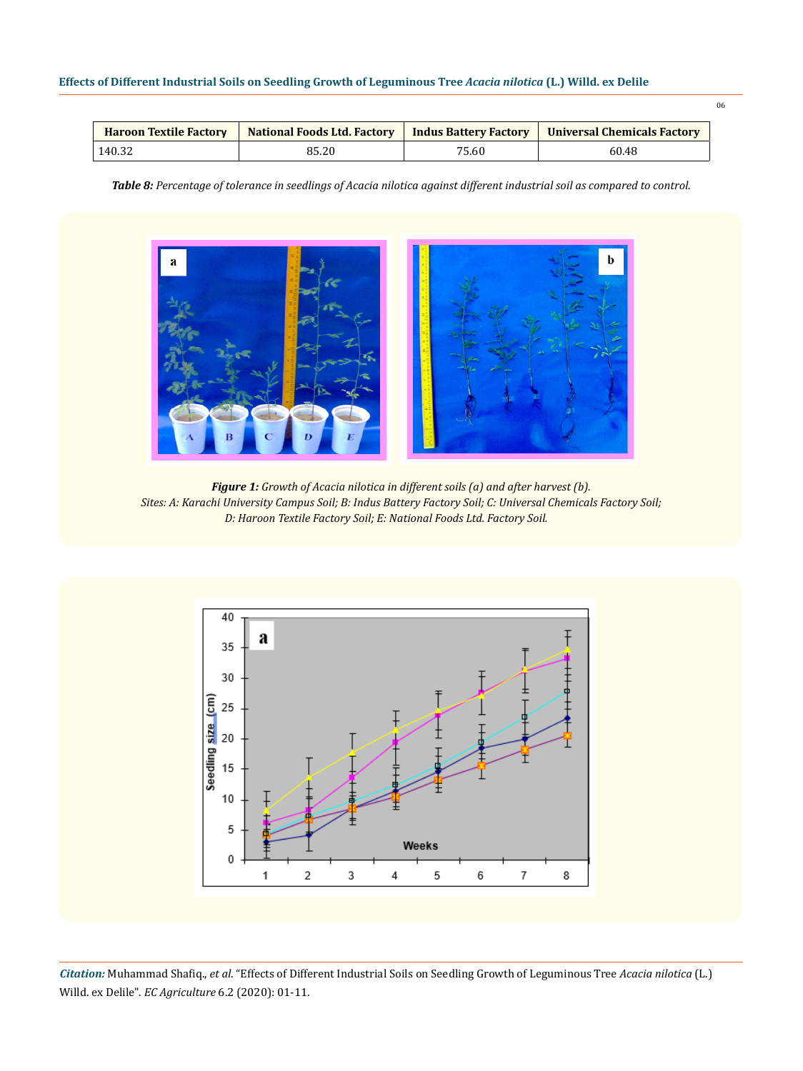| Haroon Textile Factory | National Foods Ltd. Factory | Indus Battery Factory | Universal Chemicals Factory |
|---|---|---|---|
| 140.32 | 85.20 | 75.60 | 60.48 |

***Table 8:** Percentage of tolerance in seedlings of Acacia nilotica against different industrial soil as compared to control.*

***Figure 1:** Growth of Acacia nilotica in different soils (a) and after harvest (b).*
*Sites: A: Karachi University Campus Soil; B: Indus Battery Factory Soil; C: Universal Chemicals Factory Soil; D: Haroon Textile Factory Soil; E: National Foods Ltd. Factory Soil.*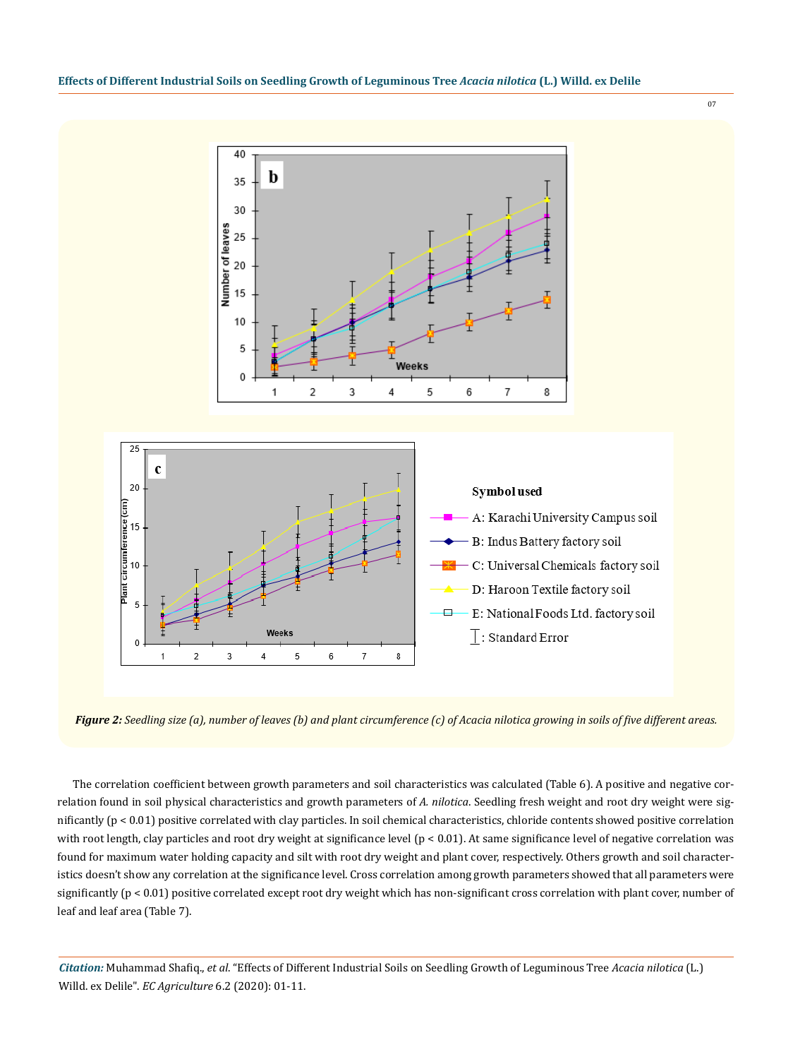*Figure 2: Seedling size (a), number of leaves (b) and plant circumference (c) of Acacia nilotica growing in soils of five different areas.*

The correlation coefficient between growth parameters and soil characteristics was calculated (Table 6). A positive and negative correlation found in soil physical characteristics and growth parameters of *A. nilotica*. Seedling fresh weight and root dry weight were significantly ($p < 0.01$) positive correlated with clay particles. In soil chemical characteristics, chloride contents showed positive correlation with root length, clay particles and root dry weight at significance level ($p < 0.01$). At same significance level of negative correlation was found for maximum water holding capacity and silt with root dry weight and plant cover, respectively. Others growth and soil characteristics doesn't show any correlation at the significance level. Cross correlation among growth parameters showed that all parameters were significantly ($p < 0.01$) positive correlated except root dry weight which has non-significant cross correlation with plant cover, number of leaf and leaf area (Table 7).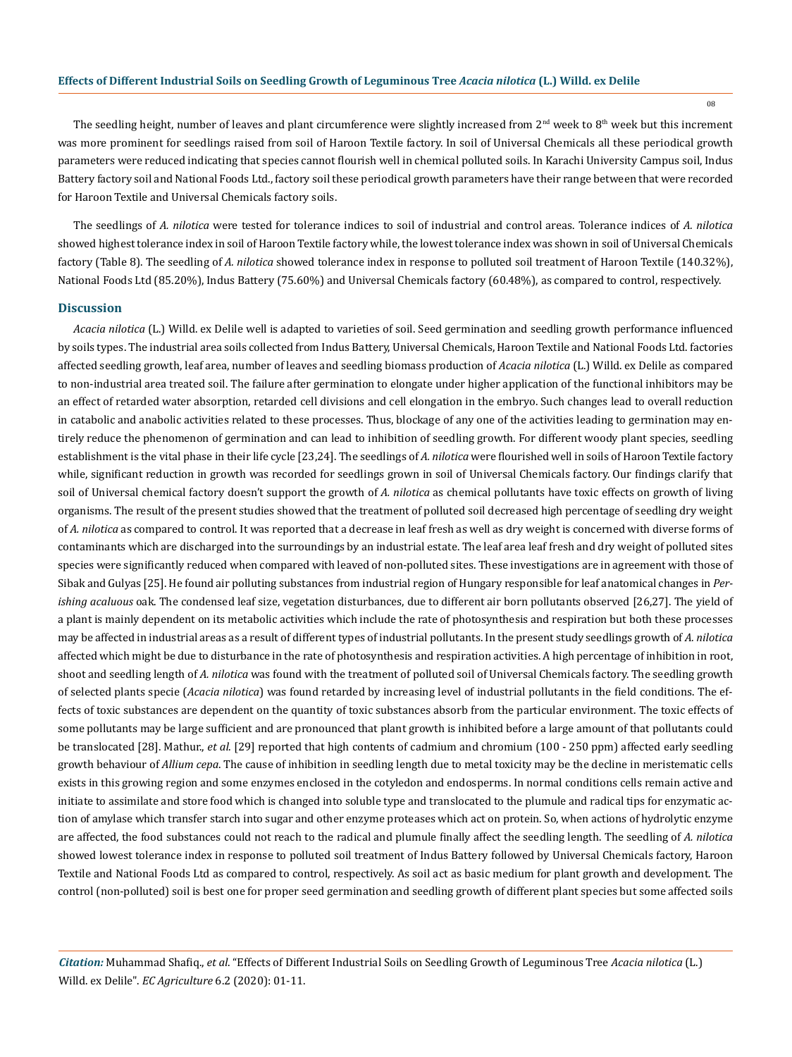The seedling height, number of leaves and plant circumference were slightly increased from 2nd week to 8th week but this increment was more prominent for seedlings raised from soil of Haroon Textile factory. In soil of Universal Chemicals all these periodical growth parameters were reduced indicating that species cannot flourish well in chemical polluted soils. In Karachi University Campus soil, Indus Battery factory soil and National Foods Ltd., factory soil these periodical growth parameters have their range between that were recorded for Haroon Textile and Universal Chemicals factory soils.

The seedlings of *A. nilotica* were tested for tolerance indices to soil of industrial and control areas. Tolerance indices of *A. nilotica* showed highest tolerance index in soil of Haroon Textile factory while, the lowest tolerance index was shown in soil of Universal Chemicals factory (Table 8). The seedling of *A. nilotica* showed tolerance index in response to polluted soil treatment of Haroon Textile (140.32%), National Foods Ltd (85.20%), Indus Battery (75.60%) and Universal Chemicals factory (60.48%), as compared to control, respectively.

## Discussion

*Acacia nilotica* (L.) Willd. ex Delile well is adapted to varieties of soil. Seed germination and seedling growth performance influenced by soils types. The industrial area soils collected from Indus Battery, Universal Chemicals, Haroon Textile and National Foods Ltd. factories affected seedling growth, leaf area, number of leaves and seedling biomass production of *Acacia nilotica* (L.) Willd. ex Delile as compared to non-industrial area treated soil. The failure after germination to elongate under higher application of the functional inhibitors may be an effect of retarded water absorption, retarded cell divisions and cell elongation in the embryo. Such changes lead to overall reduction in catabolic and anabolic activities related to these processes. Thus, blockage of any one of the activities leading to germination may entirely reduce the phenomenon of germination and can lead to inhibition of seedling growth. For different woody plant species, seedling establishment is the vital phase in their life cycle [23,24]. The seedlings of *A. nilotica* were flourished well in soils of Haroon Textile factory while, significant reduction in growth was recorded for seedlings grown in soil of Universal Chemicals factory. Our findings clarify that soil of Universal chemical factory doesn't support the growth of *A. nilotica* as chemical pollutants have toxic effects on growth of living organisms. The result of the present studies showed that the treatment of polluted soil decreased high percentage of seedling dry weight of *A. nilotica* as compared to control. It was reported that a decrease in leaf fresh as well as dry weight is concerned with diverse forms of contaminants which are discharged into the surroundings by an industrial estate. The leaf area leaf fresh and dry weight of polluted sites species were significantly reduced when compared with leaved of non-polluted sites. These investigations are in agreement with those of Sibak and Gulyas [25]. He found air polluting substances from industrial region of Hungary responsible for leaf anatomical changes in *Perishing acaluous* oak. The condensed leaf size, vegetation disturbances, due to different air born pollutants observed [26,27]. The yield of a plant is mainly dependent on its metabolic activities which include the rate of photosynthesis and respiration but both these processes may be affected in industrial areas as a result of different types of industrial pollutants. In the present study seedlings growth of *A. nilotica* affected which might be due to disturbance in the rate of photosynthesis and respiration activities. A high percentage of inhibition in root, shoot and seedling length of *A. nilotica* was found with the treatment of polluted soil of Universal Chemicals factory. The seedling growth of selected plants specie (*Acacia nilotica*) was found retarded by increasing level of industrial pollutants in the field conditions. The effects of toxic substances are dependent on the quantity of toxic substances absorb from the particular environment. The toxic effects of some pollutants may be large sufficient and are pronounced that plant growth is inhibited before a large amount of that pollutants could be translocated [28]. Mathur., *et al.* [29] reported that high contents of cadmium and chromium (100 - 250 ppm) affected early seedling growth behaviour of *Allium cepa*. The cause of inhibition in seedling length due to metal toxicity may be the decline in meristematic cells exists in this growing region and some enzymes enclosed in the cotyledon and endosperms. In normal conditions cells remain active and initiate to assimilate and store food which is changed into soluble type and translocated to the plumule and radical tips for enzymatic action of amylase which transfer starch into sugar and other enzyme proteases which act on protein. So, when actions of hydrolytic enzyme are affected, the food substances could not reach to the radical and plumule finally affect the seedling length. The seedling of *A. nilotica* showed lowest tolerance index in response to polluted soil treatment of Indus Battery followed by Universal Chemicals factory, Haroon Textile and National Foods Ltd as compared to control, respectively. As soil act as basic medium for plant growth and development. The control (non-polluted) soil is best one for proper seed germination and seedling growth of different plant species but some affected soils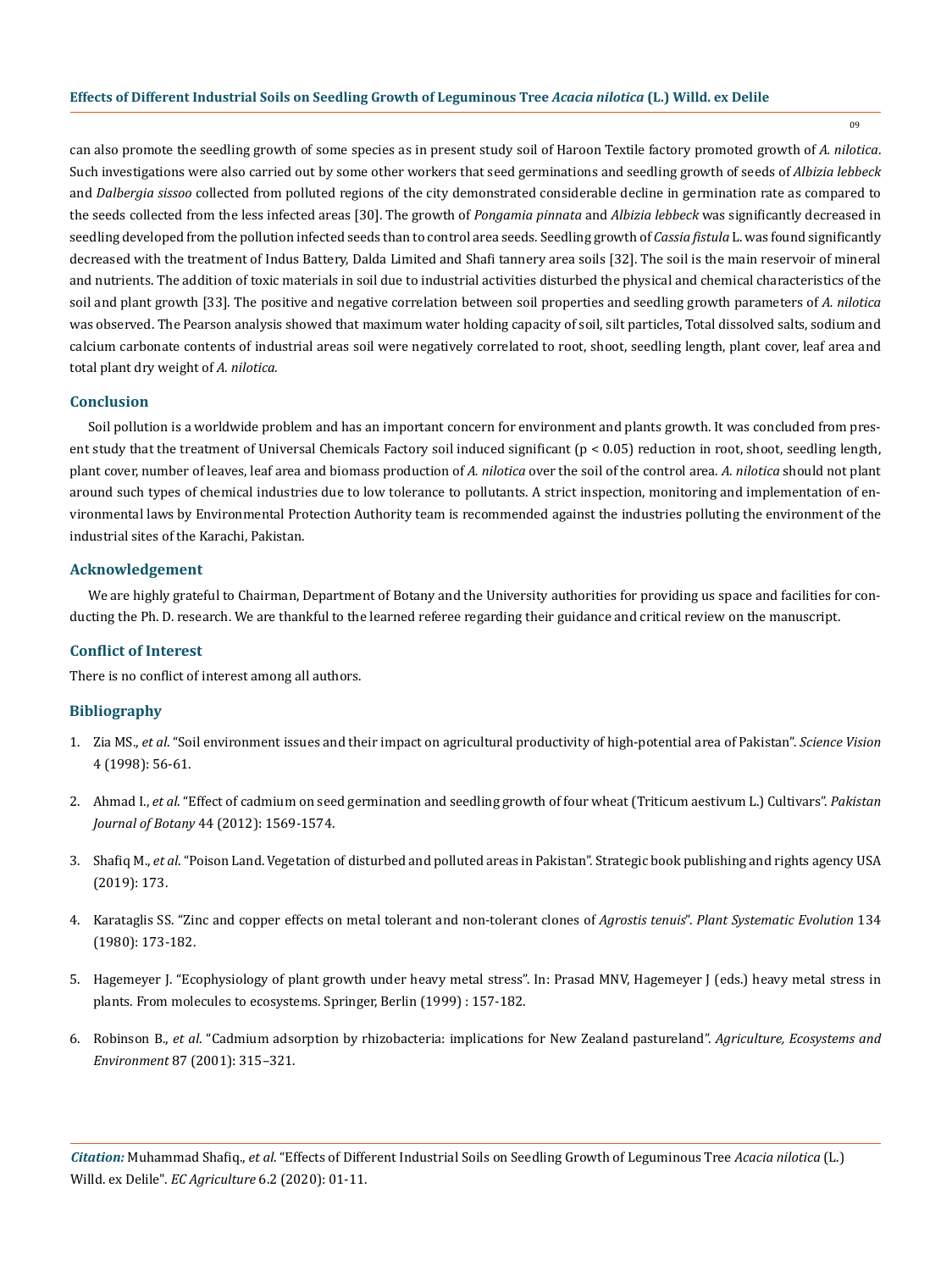can also promote the seedling growth of some species as in present study soil of Haroon Textile factory promoted growth of *A. nilotica*. Such investigations were also carried out by some other workers that seed germinations and seedling growth of seeds of *Albizia lebbeck* and *Dalbergia sissoo* collected from polluted regions of the city demonstrated considerable decline in germination rate as compared to the seeds collected from the less infected areas [30]. The growth of *Pongamia pinnata* and *Albizia lebbeck* was significantly decreased in seedling developed from the pollution infected seeds than to control area seeds. Seedling growth of *Cassia fistula* L. was found significantly decreased with the treatment of Indus Battery, Dalda Limited and Shafi tannery area soils [32]. The soil is the main reservoir of mineral and nutrients. The addition of toxic materials in soil due to industrial activities disturbed the physical and chemical characteristics of the soil and plant growth [33]. The positive and negative correlation between soil properties and seedling growth parameters of *A. nilotica* was observed. The Pearson analysis showed that maximum water holding capacity of soil, silt particles, Total dissolved salts, sodium and calcium carbonate contents of industrial areas soil were negatively correlated to root, shoot, seedling length, plant cover, leaf area and total plant dry weight of *A. nilotica*.

## Conclusion

Soil pollution is a worldwide problem and has an important concern for environment and plants growth. It was concluded from present study that the treatment of Universal Chemicals Factory soil induced significant ($p < 0.05$) reduction in root, shoot, seedling length, plant cover, number of leaves, leaf area and biomass production of *A. nilotica* over the soil of the control area. *A. nilotica* should not plant around such types of chemical industries due to low tolerance to pollutants. A strict inspection, monitoring and implementation of environmental laws by Environmental Protection Authority team is recommended against the industries polluting the environment of the industrial sites of the Karachi, Pakistan.

## Acknowledgement

We are highly grateful to Chairman, Department of Botany and the University authorities for providing us space and facilities for conducting the Ph. D. research. We are thankful to the learned referee regarding their guidance and critical review on the manuscript.

## Conflict of Interest

There is no conflict of interest among all authors.

## Bibliography

1. Zia MS., *et al*. "Soil environment issues and their impact on agricultural productivity of high-potential area of Pakistan". *Science Vision* 4 (1998): 56-61.
2. Ahmad I., *et al*. "Effect of cadmium on seed germination and seedling growth of four wheat (Triticum aestivum L.) Cultivars". *Pakistan Journal of Botany* 44 (2012): 1569-1574.
3. Shafiq M., *et al*. "Poison Land. Vegetation of disturbed and polluted areas in Pakistan". Strategic book publishing and rights agency USA (2019): 173.
4. Karataglis SS. "Zinc and copper effects on metal tolerant and non-tolerant clones of *Agrostis tenuis*". *Plant Systematic Evolution* 134 (1980): 173-182.
5. Hagemeyer J. "Ecophysiology of plant growth under heavy metal stress". In: Prasad MNV, Hagemeyer J (eds.) heavy metal stress in plants. From molecules to ecosystems. Springer, Berlin (1999) : 157-182.
6. Robinson B., *et al*. "Cadmium adsorption by rhizobacteria: implications for New Zealand pastureland". *Agriculture, Ecosystems and Environment* 87 (2001): 315–321.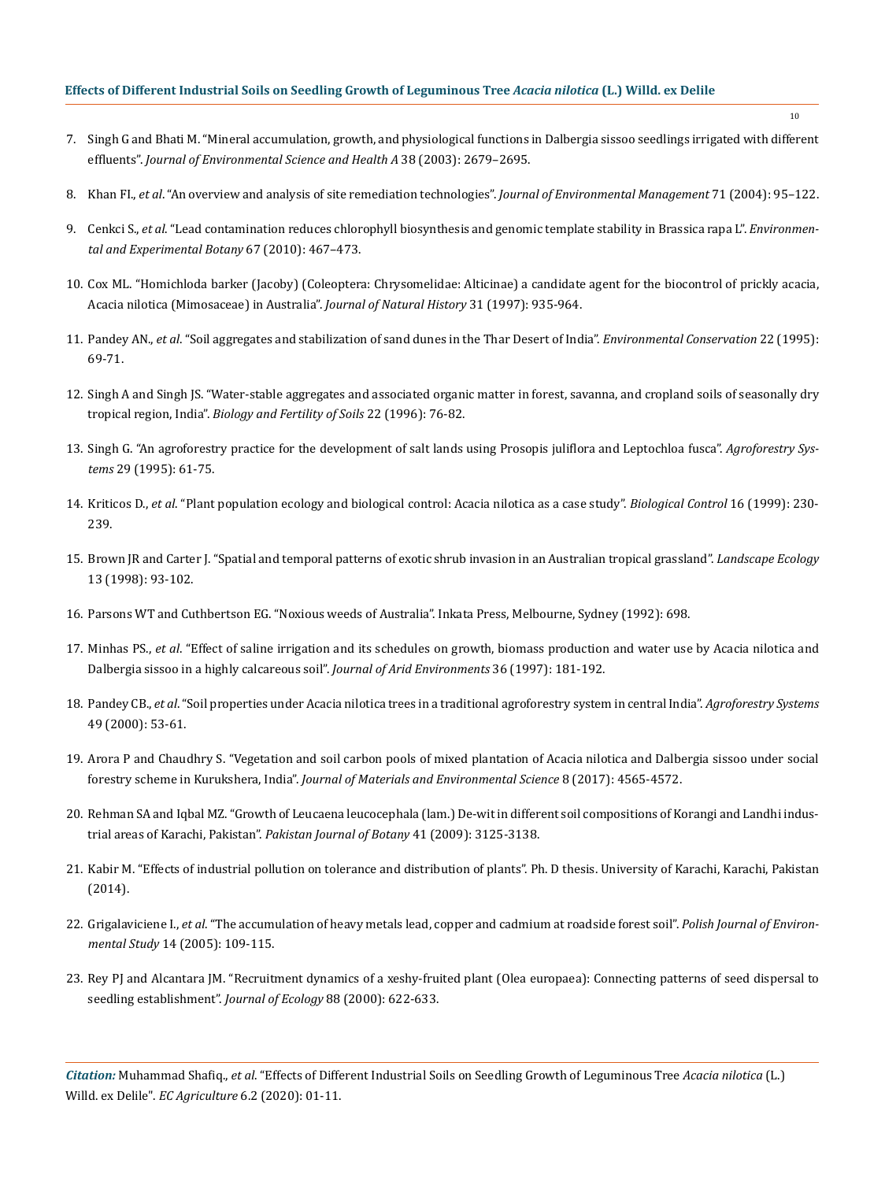7. Singh G and Bhati M. "Mineral accumulation, growth, and physiological functions in Dalbergia sissoo seedlings irrigated with different effluents". *Journal of Environmental Science and Health A* 38 (2003): 2679–2695.

8. Khan FI., *et al*. "An overview and analysis of site remediation technologies". *Journal of Environmental Management* 71 (2004): 95–122.

9. Cenkci S., *et al*. "Lead contamination reduces chlorophyll biosynthesis and genomic template stability in Brassica rapa L". *Environmental and Experimental Botany* 67 (2010): 467–473.

10. Cox ML. "Homichloda barker (Jacoby) (Coleoptera: Chrysomelidae: Alticinae) a candidate agent for the biocontrol of prickly acacia, Acacia nilotica (Mimosaceae) in Australia". *Journal of Natural History* 31 (1997): 935-964.

11. Pandey AN., *et al*. "Soil aggregates and stabilization of sand dunes in the Thar Desert of India". *Environmental Conservation* 22 (1995): 69-71.

12. Singh A and Singh JS. "Water-stable aggregates and associated organic matter in forest, savanna, and cropland soils of seasonally dry tropical region, India". *Biology and Fertility of Soils* 22 (1996): 76-82.

13. Singh G. "An agroforestry practice for the development of salt lands using Prosopis juliflora and Leptochloa fusca". *Agroforestry Systems* 29 (1995): 61-75.

14. Kriticos D., *et al*. "Plant population ecology and biological control: Acacia nilotica as a case study". *Biological Control* 16 (1999): 230-239.

15. Brown JR and Carter J. "Spatial and temporal patterns of exotic shrub invasion in an Australian tropical grassland". *Landscape Ecology* 13 (1998): 93-102.

16. Parsons WT and Cuthbertson EG. "Noxious weeds of Australia". Inkata Press, Melbourne, Sydney (1992): 698.

17. Minhas PS., *et al*. "Effect of saline irrigation and its schedules on growth, biomass production and water use by Acacia nilotica and Dalbergia sissoo in a highly calcareous soil". *Journal of Arid Environments* 36 (1997): 181-192.

18. Pandey CB., *et al*. "Soil properties under Acacia nilotica trees in a traditional agroforestry system in central India". *Agroforestry Systems* 49 (2000): 53-61.

19. Arora P and Chaudhry S. "Vegetation and soil carbon pools of mixed plantation of Acacia nilotica and Dalbergia sissoo under social forestry scheme in Kurukshera, India". *Journal of Materials and Environmental Science* 8 (2017): 4565-4572.

20. Rehman SA and Iqbal MZ. "Growth of Leucaena leucocephala (lam.) De-wit in different soil compositions of Korangi and Landhi industrial areas of Karachi, Pakistan". *Pakistan Journal of Botany* 41 (2009): 3125-3138.

21. Kabir M. "Effects of industrial pollution on tolerance and distribution of plants". Ph. D thesis. University of Karachi, Karachi, Pakistan (2014).

22. Grigalaviciene I., *et al*. "The accumulation of heavy metals lead, copper and cadmium at roadside forest soil". *Polish Journal of Environmental Study* 14 (2005): 109-115.

23. Rey PJ and Alcantara JM. "Recruitment dynamics of a xeshy-fruited plant (Olea europaea): Connecting patterns of seed dispersal to seedling establishment". *Journal of Ecology* 88 (2000): 622-633.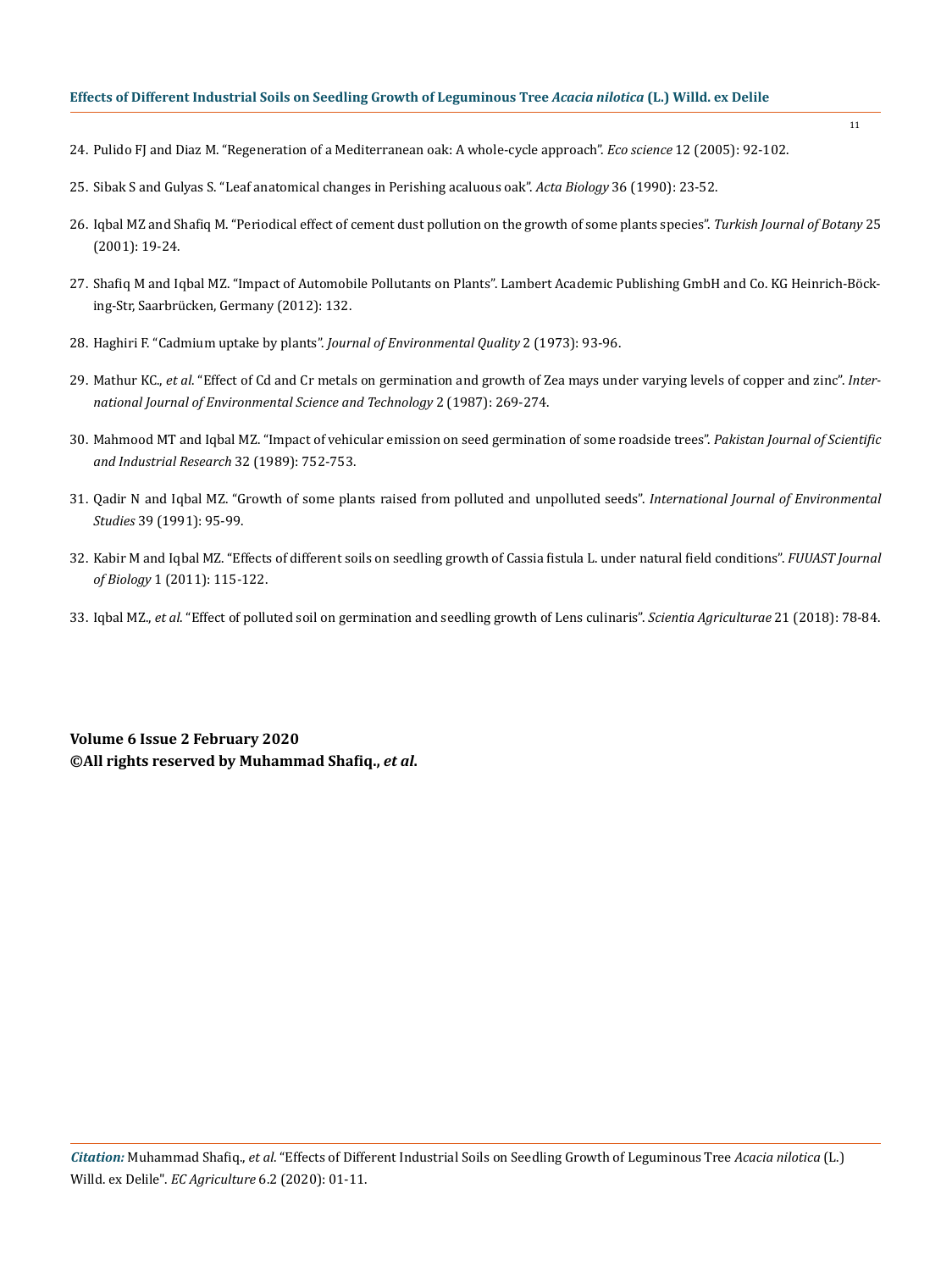24. Pulido FJ and Diaz M. "Regeneration of a Mediterranean oak: A whole-cycle approach". *Eco science* 12 (2005): 92-102.

25. Sibak S and Gulyas S. "Leaf anatomical changes in Perishing acaluous oak". *Acta Biology* 36 (1990): 23-52.

26. Iqbal MZ and Shafiq M. "Periodical effect of cement dust pollution on the growth of some plants species". *Turkish Journal of Botany* 25 (2001): 19-24.

27. Shafiq M and Iqbal MZ. "Impact of Automobile Pollutants on Plants". Lambert Academic Publishing GmbH and Co. KG Heinrich-Böcking-Str, Saarbrücken, Germany (2012): 132.

28. Haghiri F. "Cadmium uptake by plants". *Journal of Environmental Quality* 2 (1973): 93-96.

29. Mathur KC., *et al*. "Effect of Cd and Cr metals on germination and growth of Zea mays under varying levels of copper and zinc". *International Journal of Environmental Science and Technology* 2 (1987): 269-274.

30. Mahmood MT and Iqbal MZ. "Impact of vehicular emission on seed germination of some roadside trees". *Pakistan Journal of Scientific and Industrial Research* 32 (1989): 752-753.

31. Qadir N and Iqbal MZ. "Growth of some plants raised from polluted and unpolluted seeds". *International Journal of Environmental Studies* 39 (1991): 95-99.

32. Kabir M and Iqbal MZ. "Effects of different soils on seedling growth of Cassia fistula L. under natural field conditions". *FUUAST Journal of Biology* 1 (2011): 115-122.

33. Iqbal MZ., *et al*. "Effect of polluted soil on germination and seedling growth of Lens culinaris". *Scientia Agriculturae* 21 (2018): 78-84.

**Volume 6 Issue 2 February 2020**
**©All rights reserved by Muhammad Shafiq., *et al*.**